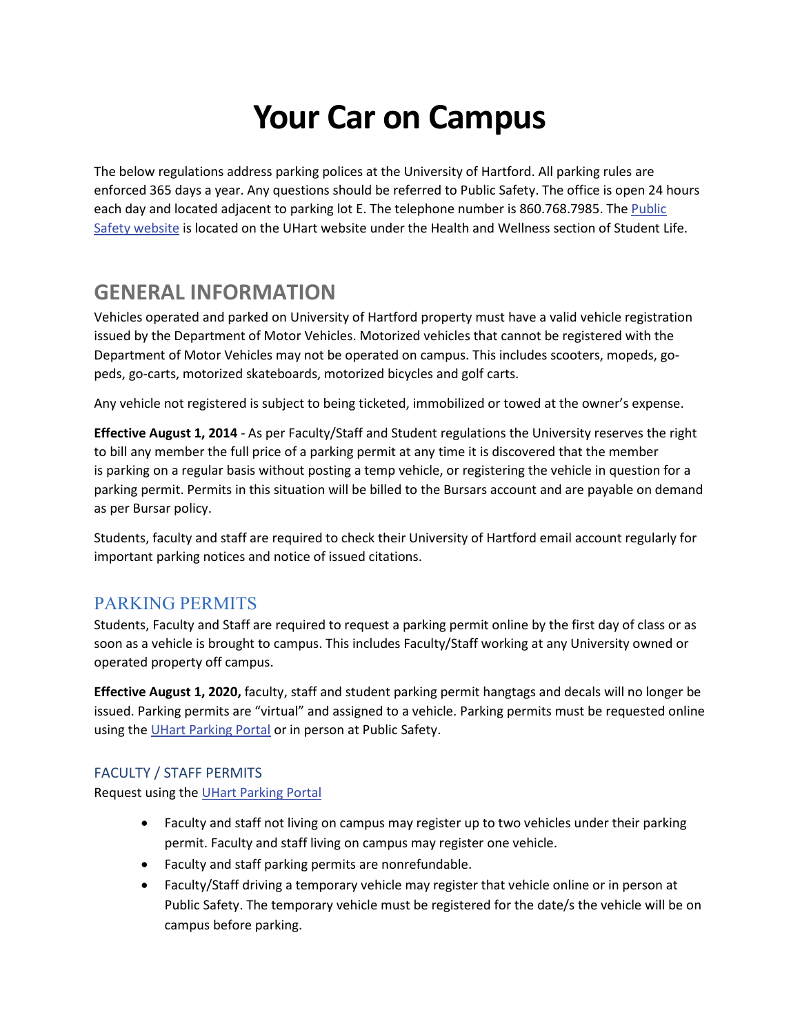# Your Car on Campus

The below regulations address parking polices at the University of Hartford. All parking rules are enforced 365 days a year. Any questions should be referred to Public Safety. The office is open 24 hours each day and located adjacent to parking lot E. The telephone number is 860.768.7985. The Public Safety website is located on the UHart website under the Health and Wellness section of Student Life.

## GENERAL INFORMATION

Vehicles operated and parked on University of Hartford property must have a valid vehicle registration issued by the Department of Motor Vehicles. Motorized vehicles that cannot be registered with the Department of Motor Vehicles may not be operated on campus. This includes scooters, mopeds, go-peds, go-carts, motorized skateboards, motorized bicycles and golf carts.

Any vehicle not registered is subject to being ticketed, immobilized or towed at the owner's expense.

**Effective August 1, 2014** - As per Faculty/Staff and Student regulations the University reserves the right to bill any member the full price of a parking permit at any time it is discovered that the member is parking on a regular basis without posting a temp vehicle, or registering the vehicle in question for a parking permit. Permits in this situation will be billed to the Bursars account and are payable on demand as per Bursar policy.

Students, faculty and staff are required to check their University of Hartford email account regularly for important parking notices and notice of issued citations.

### PARKING PERMITS

Students, Faculty and Staff are required to request a parking permit online by the first day of class or as soon as a vehicle is brought to campus. This includes Faculty/Staff working at any University owned or operated property off campus.

**Effective August 1, 2020,** faculty, staff and student parking permit hangtags and decals will no longer be issued. Parking permits are "virtual" and assigned to a vehicle. Parking permits must be requested online using the UHart Parking Portal or in person at Public Safety.

#### FACULTY / STAFF PERMITS

Request using the UHart Parking Portal

- Faculty and staff not living on campus may register up to two vehicles under their parking permit. Faculty and staff living on campus may register one vehicle.
- Faculty and staff parking permits are nonrefundable.
- Faculty/Staff driving a temporary vehicle may register that vehicle online or in person at Public Safety. The temporary vehicle must be registered for the date/s the vehicle will be on campus before parking.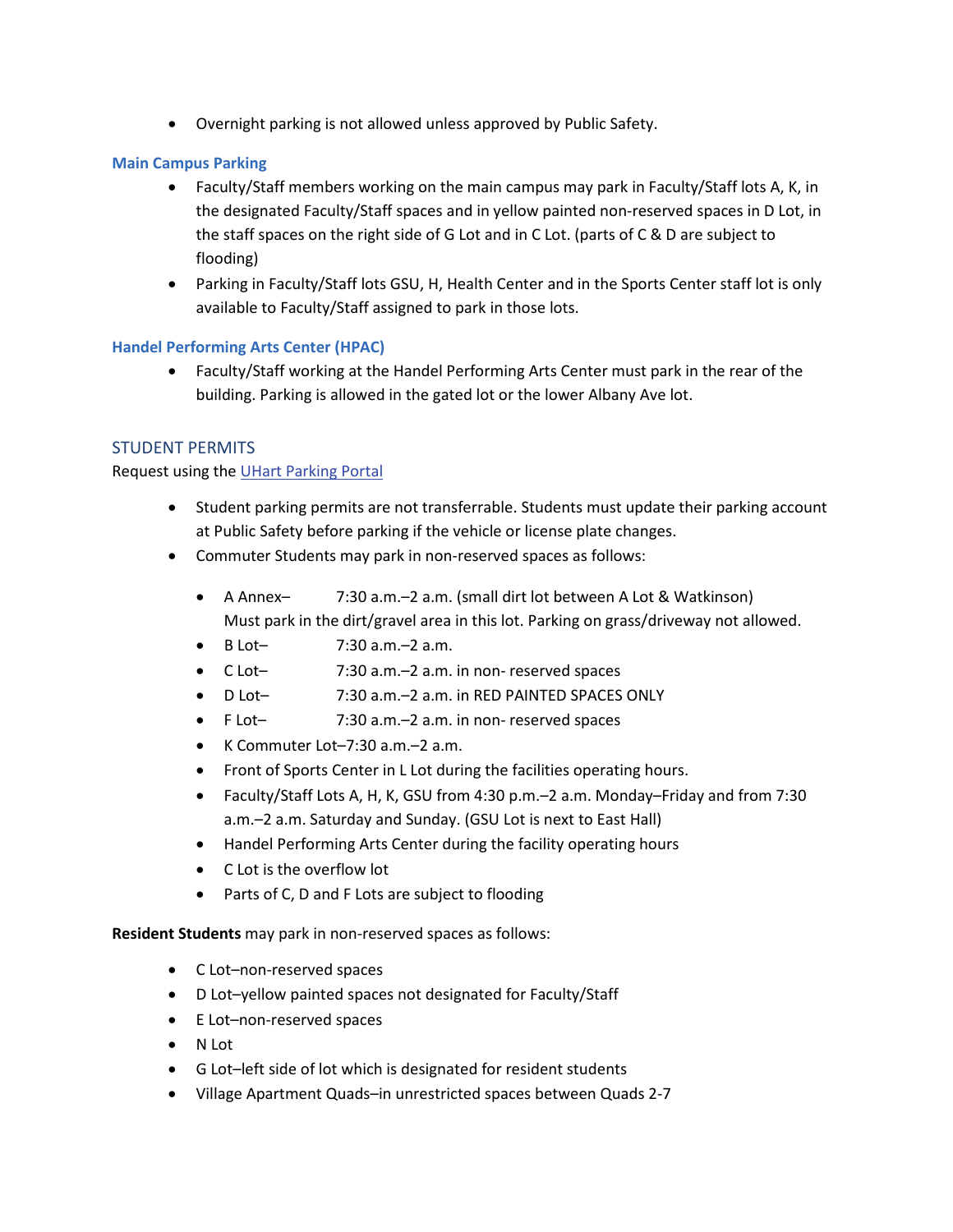- Overnight parking is not allowed unless approved by Public Safety.

### Main Campus Parking

- Faculty/Staff members working on the main campus may park in Faculty/Staff lots A, K, in the designated Faculty/Staff spaces and in yellow painted non-reserved spaces in D Lot, in the staff spaces on the right side of G Lot and in C Lot. (parts of C & D are subject to flooding)
- Parking in Faculty/Staff lots GSU, H, Health Center and in the Sports Center staff lot is only available to Faculty/Staff assigned to park in those lots.

### Handel Performing Arts Center (HPAC)

- Faculty/Staff working at the Handel Performing Arts Center must park in the rear of the building. Parking is allowed in the gated lot or the lower Albany Ave lot.

## STUDENT PERMITS

Request using the [UHart Parking Portal]()

- Student parking permits are not transferrable. Students must update their parking account at Public Safety before parking if the vehicle or license plate changes.
- Commuter Students may park in non-reserved spaces as follows:
  - A Annex– 7:30 a.m.–2 a.m. (small dirt lot between A Lot & Watkinson) Must park in the dirt/gravel area in this lot. Parking on grass/driveway not allowed.
  - B Lot– 7:30 a.m.–2 a.m.
  - C Lot– 7:30 a.m.–2 a.m. in non- reserved spaces
  - D Lot– 7:30 a.m.–2 a.m. in RED PAINTED SPACES ONLY
  - F Lot– 7:30 a.m.–2 a.m. in non- reserved spaces
  - K Commuter Lot–7:30 a.m.–2 a.m.
  - Front of Sports Center in L Lot during the facilities operating hours.
  - Faculty/Staff Lots A, H, K, GSU from 4:30 p.m.–2 a.m. Monday–Friday and from 7:30 a.m.–2 a.m. Saturday and Sunday. (GSU Lot is next to East Hall)
  - Handel Performing Arts Center during the facility operating hours
  - C Lot is the overflow lot
  - Parts of C, D and F Lots are subject to flooding

**Resident Students** may park in non-reserved spaces as follows:

- C Lot–non-reserved spaces
- D Lot–yellow painted spaces not designated for Faculty/Staff
- E Lot–non-reserved spaces
- N Lot
- G Lot–left side of lot which is designated for resident students
- Village Apartment Quads–in unrestricted spaces between Quads 2-7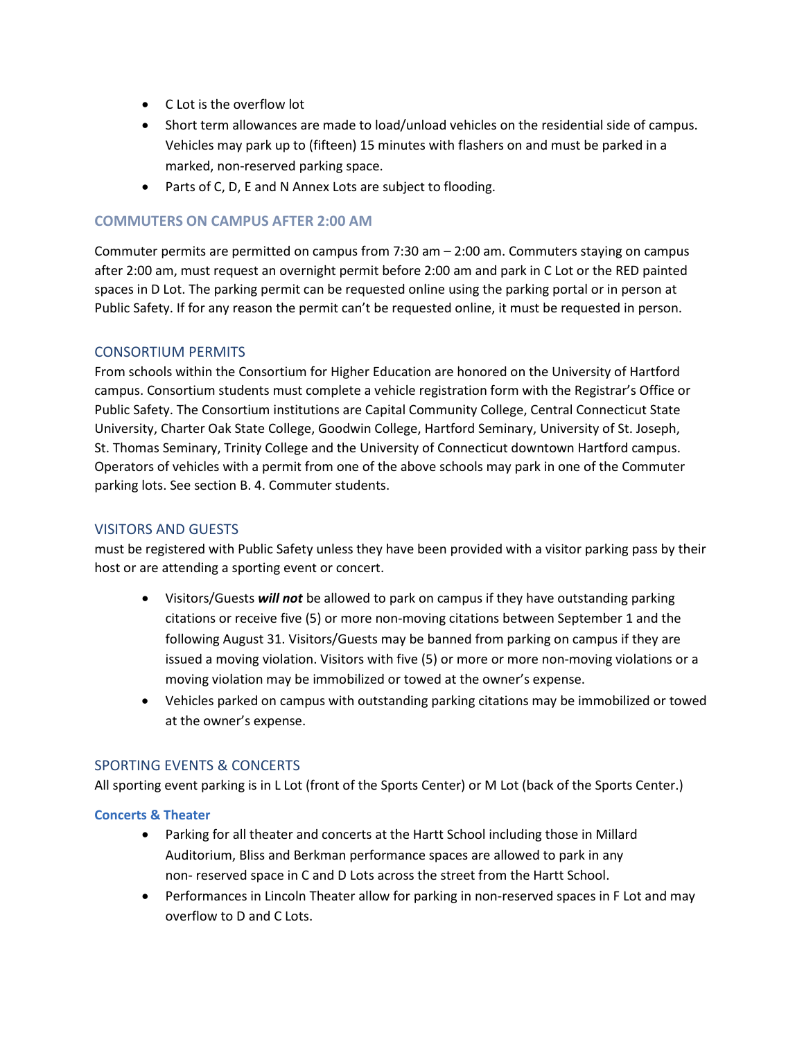- C Lot is the overflow lot
- Short term allowances are made to load/unload vehicles on the residential side of campus. Vehicles may park up to (fifteen) 15 minutes with flashers on and must be parked in a marked, non-reserved parking space.
- Parts of C, D, E and N Annex Lots are subject to flooding.

### COMMUTERS ON CAMPUS AFTER 2:00 AM

Commuter permits are permitted on campus from 7:30 am – 2:00 am. Commuters staying on campus after 2:00 am, must request an overnight permit before 2:00 am and park in C Lot or the RED painted spaces in D Lot. The parking permit can be requested online using the parking portal or in person at Public Safety. If for any reason the permit can't be requested online, it must be requested in person.

### CONSORTIUM PERMITS

From schools within the Consortium for Higher Education are honored on the University of Hartford campus. Consortium students must complete a vehicle registration form with the Registrar's Office or Public Safety. The Consortium institutions are Capital Community College, Central Connecticut State University, Charter Oak State College, Goodwin College, Hartford Seminary, University of St. Joseph, St. Thomas Seminary, Trinity College and the University of Connecticut downtown Hartford campus. Operators of vehicles with a permit from one of the above schools may park in one of the Commuter parking lots. See section B. 4. Commuter students.

### VISITORS AND GUESTS

must be registered with Public Safety unless they have been provided with a visitor parking pass by their host or are attending a sporting event or concert.

- Visitors/Guests ***will not*** be allowed to park on campus if they have outstanding parking citations or receive five (5) or more non-moving citations between September 1 and the following August 31. Visitors/Guests may be banned from parking on campus if they are issued a moving violation. Visitors with five (5) or more or more non-moving violations or a moving violation may be immobilized or towed at the owner's expense.
- Vehicles parked on campus with outstanding parking citations may be immobilized or towed at the owner's expense.

### SPORTING EVENTS & CONCERTS

All sporting event parking is in L Lot (front of the Sports Center) or M Lot (back of the Sports Center.)

#### Concerts & Theater

- Parking for all theater and concerts at the Hartt School including those in Millard Auditorium, Bliss and Berkman performance spaces are allowed to park in any non- reserved space in C and D Lots across the street from the Hartt School.
- Performances in Lincoln Theater allow for parking in non-reserved spaces in F Lot and may overflow to D and C Lots.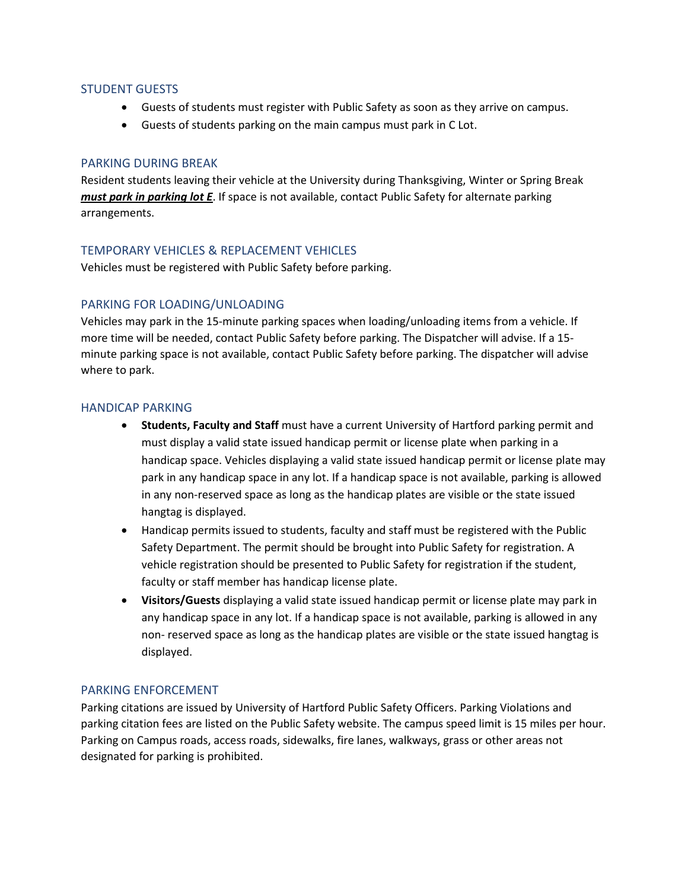## STUDENT GUESTS

- Guests of students must register with Public Safety as soon as they arrive on campus.
- Guests of students parking on the main campus must park in C Lot.

## PARKING DURING BREAK

Resident students leaving their vehicle at the University during Thanksgiving, Winter or Spring Break ***must park in parking lot E***. If space is not available, contact Public Safety for alternate parking arrangements.

## TEMPORARY VEHICLES & REPLACEMENT VEHICLES

Vehicles must be registered with Public Safety before parking.

## PARKING FOR LOADING/UNLOADING

Vehicles may park in the 15-minute parking spaces when loading/unloading items from a vehicle. If more time will be needed, contact Public Safety before parking. The Dispatcher will advise. If a 15-minute parking space is not available, contact Public Safety before parking. The dispatcher will advise where to park.

## HANDICAP PARKING

- **Students, Faculty and Staff** must have a current University of Hartford parking permit and must display a valid state issued handicap permit or license plate when parking in a handicap space. Vehicles displaying a valid state issued handicap permit or license plate may park in any handicap space in any lot. If a handicap space is not available, parking is allowed in any non-reserved space as long as the handicap plates are visible or the state issued hangtag is displayed.
- Handicap permits issued to students, faculty and staff must be registered with the Public Safety Department. The permit should be brought into Public Safety for registration. A vehicle registration should be presented to Public Safety for registration if the student, faculty or staff member has handicap license plate.
- **Visitors/Guests** displaying a valid state issued handicap permit or license plate may park in any handicap space in any lot. If a handicap space is not available, parking is allowed in any non- reserved space as long as the handicap plates are visible or the state issued hangtag is displayed.

## PARKING ENFORCEMENT

Parking citations are issued by University of Hartford Public Safety Officers. Parking Violations and parking citation fees are listed on the Public Safety website. The campus speed limit is 15 miles per hour. Parking on Campus roads, access roads, sidewalks, fire lanes, walkways, grass or other areas not designated for parking is prohibited.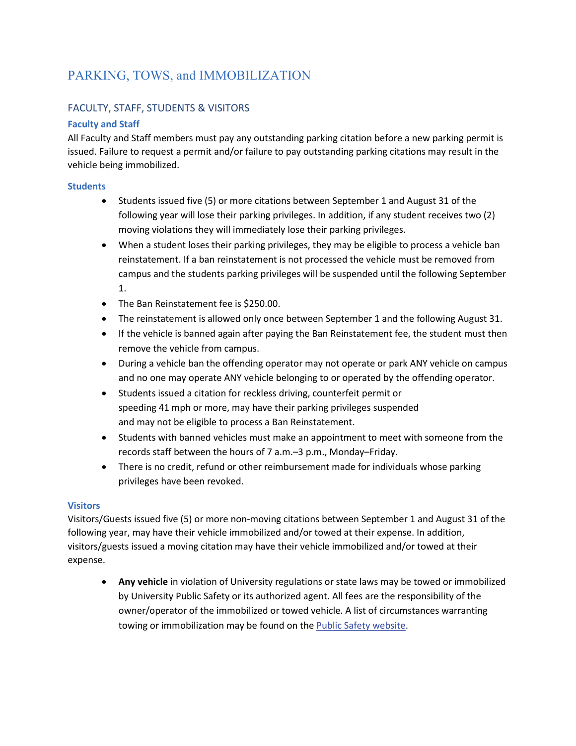# PARKING, TOWS, and IMMOBILIZATION

## FACULTY, STAFF, STUDENTS & VISITORS

### Faculty and Staff

All Faculty and Staff members must pay any outstanding parking citation before a new parking permit is issued. Failure to request a permit and/or failure to pay outstanding parking citations may result in the vehicle being immobilized.

### Students

- Students issued five (5) or more citations between September 1 and August 31 of the following year will lose their parking privileges. In addition, if any student receives two (2) moving violations they will immediately lose their parking privileges.
- When a student loses their parking privileges, they may be eligible to process a vehicle ban reinstatement. If a ban reinstatement is not processed the vehicle must be removed from campus and the students parking privileges will be suspended until the following September 1.
- The Ban Reinstatement fee is $250.00.
- The reinstatement is allowed only once between September 1 and the following August 31.
- If the vehicle is banned again after paying the Ban Reinstatement fee, the student must then remove the vehicle from campus.
- During a vehicle ban the offending operator may not operate or park ANY vehicle on campus and no one may operate ANY vehicle belonging to or operated by the offending operator.
- Students issued a citation for reckless driving, counterfeit permit or speeding 41 mph or more, may have their parking privileges suspended and may not be eligible to process a Ban Reinstatement.
- Students with banned vehicles must make an appointment to meet with someone from the records staff between the hours of 7 a.m.–3 p.m., Monday–Friday.
- There is no credit, refund or other reimbursement made for individuals whose parking privileges have been revoked.

### Visitors

Visitors/Guests issued five (5) or more non-moving citations between September 1 and August 31 of the following year, may have their vehicle immobilized and/or towed at their expense. In addition, visitors/guests issued a moving citation may have their vehicle immobilized and/or towed at their expense.

- **Any vehicle** in violation of University regulations or state laws may be towed or immobilized by University Public Safety or its authorized agent. All fees are the responsibility of the owner/operator of the immobilized or towed vehicle. A list of circumstances warranting towing or immobilization may be found on the Public Safety website.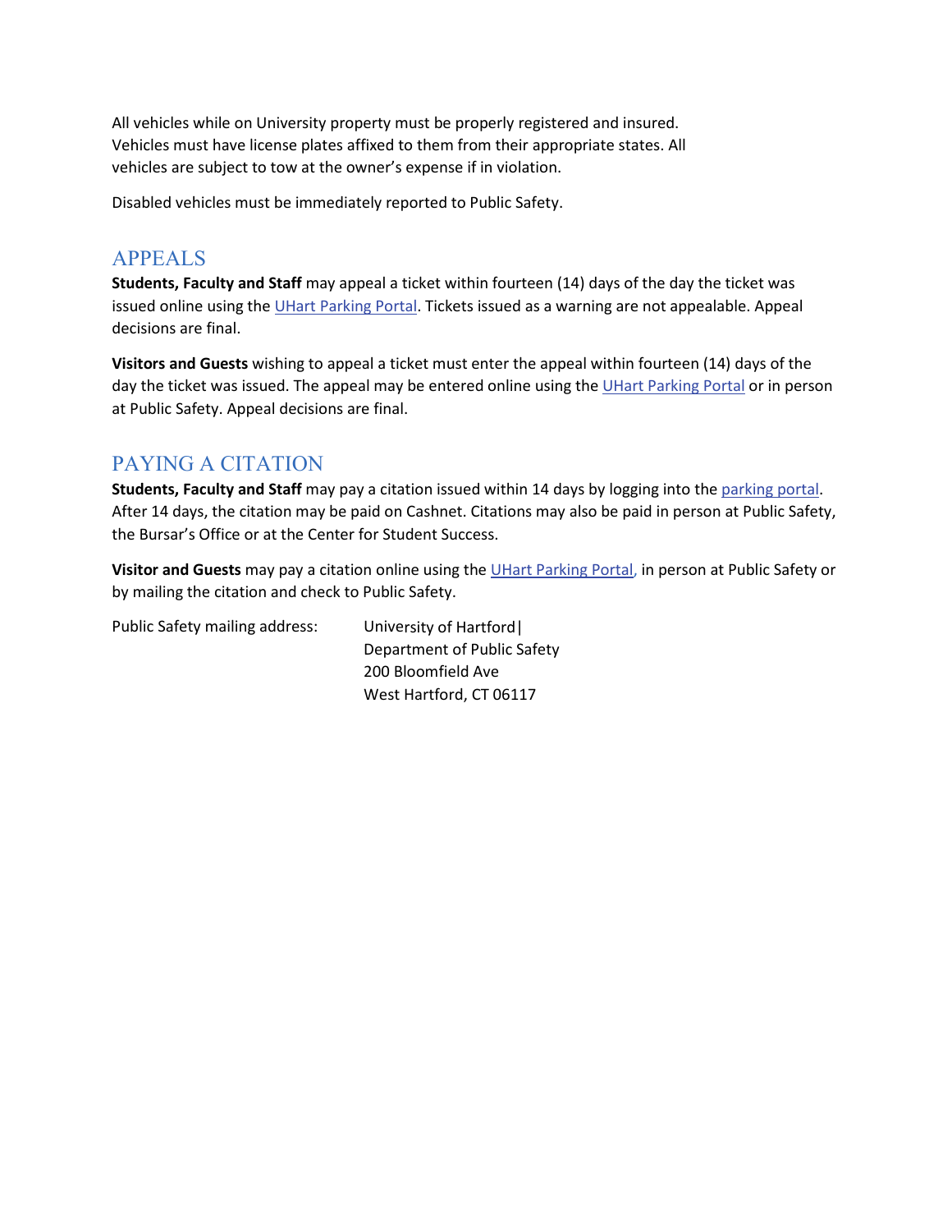All vehicles while on University property must be properly registered and insured. Vehicles must have license plates affixed to them from their appropriate states. All vehicles are subject to tow at the owner's expense if in violation.

Disabled vehicles must be immediately reported to Public Safety.

## APPEALS

**Students, Faculty and Staff** may appeal a ticket within fourteen (14) days of the day the ticket was issued online using the UHart Parking Portal. Tickets issued as a warning are not appealable. Appeal decisions are final.

**Visitors and Guests** wishing to appeal a ticket must enter the appeal within fourteen (14) days of the day the ticket was issued. The appeal may be entered online using the UHart Parking Portal or in person at Public Safety. Appeal decisions are final.

## PAYING A CITATION

**Students, Faculty and Staff** may pay a citation issued within 14 days by logging into the parking portal. After 14 days, the citation may be paid on Cashnet. Citations may also be paid in person at Public Safety, the Bursar's Office or at the Center for Student Success.

**Visitor and Guests** may pay a citation online using the UHart Parking Portal, in person at Public Safety or by mailing the citation and check to Public Safety.

Public Safety mailing address:

University of Hartford|
Department of Public Safety
200 Bloomfield Ave
West Hartford, CT 06117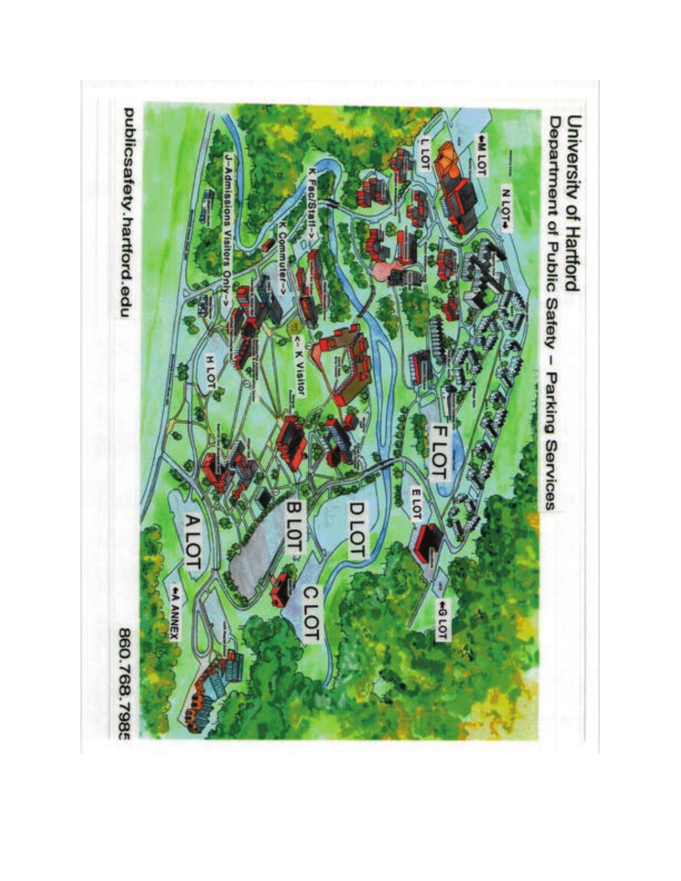# University of Hartford
## Department of Public Safety – Parking Services

←M LOT

N LOT→

L LOT

F LOT

E LOT

←G LOT

D LOT

C LOT

B LOT

A LOT

←A ANNEX

H LOT

<- K Visitor

K Fac/Staff->

K Commuter->

J-Admissions Visitors Only->

publicsafety.hartford.edu

860.768.7985